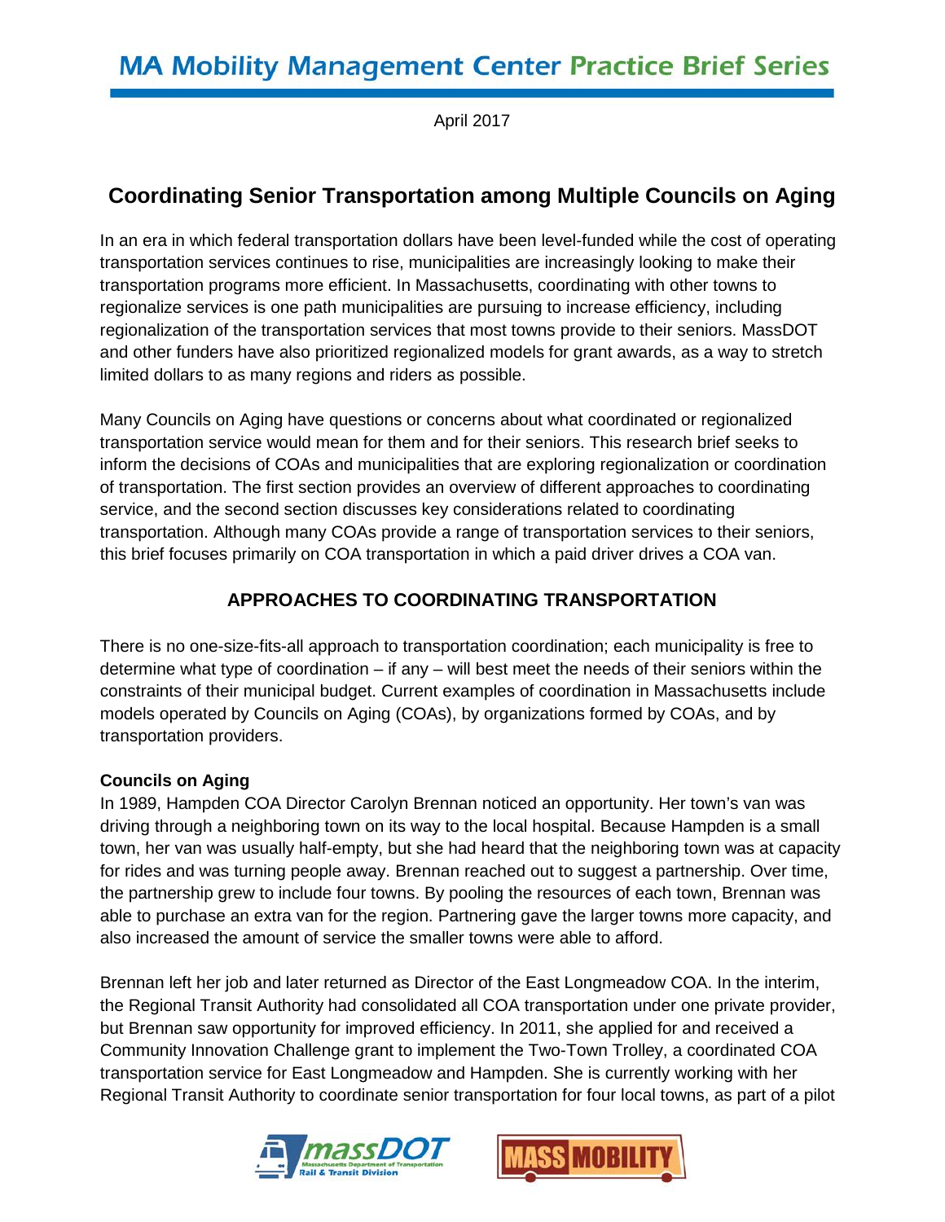# MA Mobility Management Center Practice Brief Series

April 2017

## Coordinating Senior Transportation among Multiple Councils on Aging

In an era in which federal transportation dollars have been level-funded while the cost of operating transportation services continues to rise, municipalities are increasingly looking to make their transportation programs more efficient. In Massachusetts, coordinating with other towns to regionalize services is one path municipalities are pursuing to increase efficiency, including regionalization of the transportation services that most towns provide to their seniors. MassDOT and other funders have also prioritized regionalized models for grant awards, as a way to stretch limited dollars to as many regions and riders as possible.

Many Councils on Aging have questions or concerns about what coordinated or regionalized transportation service would mean for them and for their seniors. This research brief seeks to inform the decisions of COAs and municipalities that are exploring regionalization or coordination of transportation. The first section provides an overview of different approaches to coordinating service, and the second section discusses key considerations related to coordinating transportation. Although many COAs provide a range of transportation services to their seniors, this brief focuses primarily on COA transportation in which a paid driver drives a COA van.

### APPROACHES TO COORDINATING TRANSPORTATION

There is no one-size-fits-all approach to transportation coordination; each municipality is free to determine what type of coordination – if any – will best meet the needs of their seniors within the constraints of their municipal budget. Current examples of coordination in Massachusetts include models operated by Councils on Aging (COAs), by organizations formed by COAs, and by transportation providers.

**Councils on Aging**

In 1989, Hampden COA Director Carolyn Brennan noticed an opportunity. Her town's van was driving through a neighboring town on its way to the local hospital. Because Hampden is a small town, her van was usually half-empty, but she had heard that the neighboring town was at capacity for rides and was turning people away. Brennan reached out to suggest a partnership. Over time, the partnership grew to include four towns. By pooling the resources of each town, Brennan was able to purchase an extra van for the region. Partnering gave the larger towns more capacity, and also increased the amount of service the smaller towns were able to afford.

Brennan left her job and later returned as Director of the East Longmeadow COA. In the interim, the Regional Transit Authority had consolidated all COA transportation under one private provider, but Brennan saw opportunity for improved efficiency. In 2011, she applied for and received a Community Innovation Challenge grant to implement the Two-Town Trolley, a coordinated COA transportation service for East Longmeadow and Hampden. She is currently working with her Regional Transit Authority to coordinate senior transportation for four local towns, as part of a pilot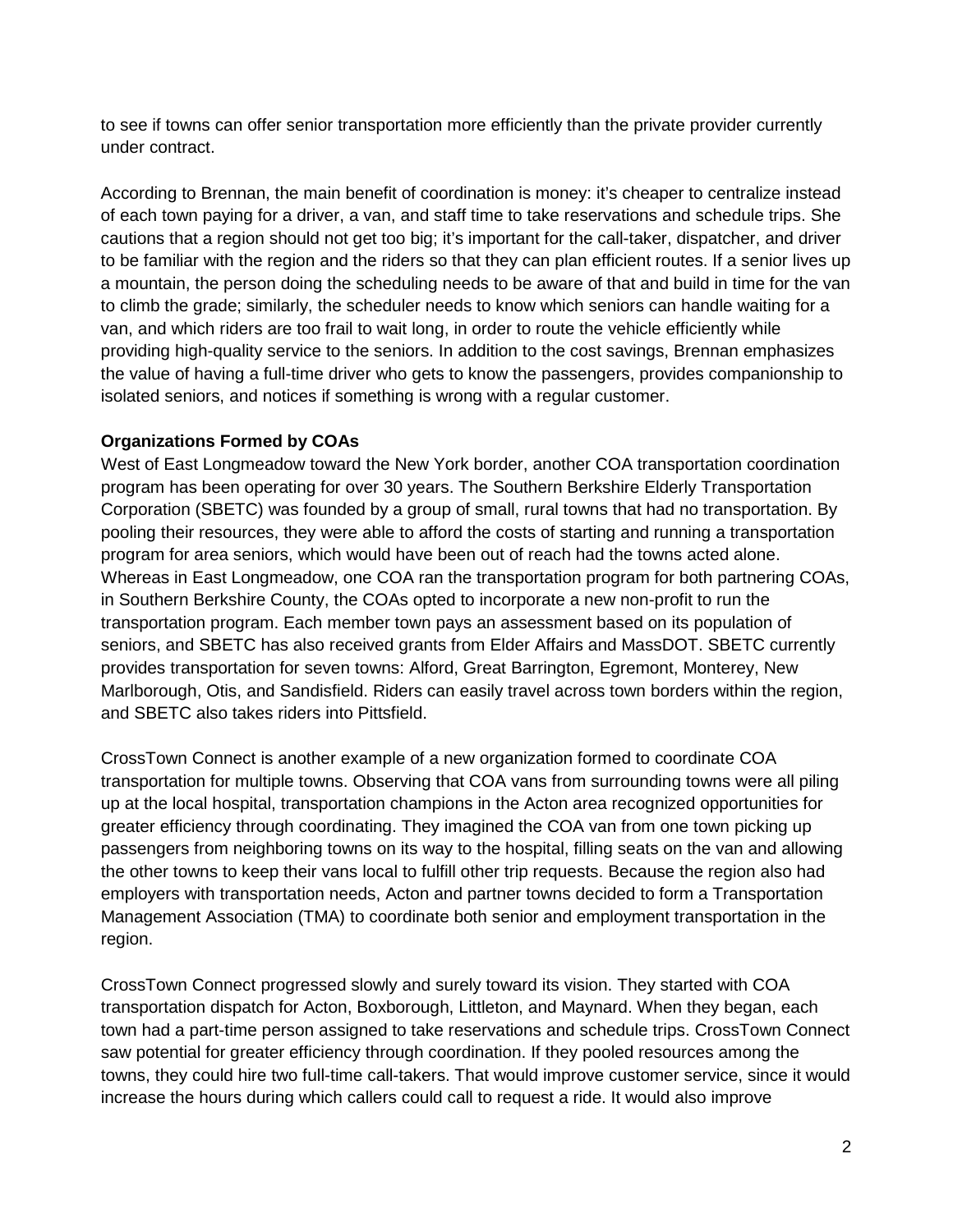to see if towns can offer senior transportation more efficiently than the private provider currently under contract.

According to Brennan, the main benefit of coordination is money: it's cheaper to centralize instead of each town paying for a driver, a van, and staff time to take reservations and schedule trips. She cautions that a region should not get too big; it's important for the call-taker, dispatcher, and driver to be familiar with the region and the riders so that they can plan efficient routes. If a senior lives up a mountain, the person doing the scheduling needs to be aware of that and build in time for the van to climb the grade; similarly, the scheduler needs to know which seniors can handle waiting for a van, and which riders are too frail to wait long, in order to route the vehicle efficiently while providing high-quality service to the seniors. In addition to the cost savings, Brennan emphasizes the value of having a full-time driver who gets to know the passengers, provides companionship to isolated seniors, and notices if something is wrong with a regular customer.

**Organizations Formed by COAs**

West of East Longmeadow toward the New York border, another COA transportation coordination program has been operating for over 30 years. The Southern Berkshire Elderly Transportation Corporation (SBETC) was founded by a group of small, rural towns that had no transportation. By pooling their resources, they were able to afford the costs of starting and running a transportation program for area seniors, which would have been out of reach had the towns acted alone. Whereas in East Longmeadow, one COA ran the transportation program for both partnering COAs, in Southern Berkshire County, the COAs opted to incorporate a new non-profit to run the transportation program. Each member town pays an assessment based on its population of seniors, and SBETC has also received grants from Elder Affairs and MassDOT. SBETC currently provides transportation for seven towns: Alford, Great Barrington, Egremont, Monterey, New Marlborough, Otis, and Sandisfield. Riders can easily travel across town borders within the region, and SBETC also takes riders into Pittsfield.

CrossTown Connect is another example of a new organization formed to coordinate COA transportation for multiple towns. Observing that COA vans from surrounding towns were all piling up at the local hospital, transportation champions in the Acton area recognized opportunities for greater efficiency through coordinating. They imagined the COA van from one town picking up passengers from neighboring towns on its way to the hospital, filling seats on the van and allowing the other towns to keep their vans local to fulfill other trip requests. Because the region also had employers with transportation needs, Acton and partner towns decided to form a Transportation Management Association (TMA) to coordinate both senior and employment transportation in the region.

CrossTown Connect progressed slowly and surely toward its vision. They started with COA transportation dispatch for Acton, Boxborough, Littleton, and Maynard. When they began, each town had a part-time person assigned to take reservations and schedule trips. CrossTown Connect saw potential for greater efficiency through coordination. If they pooled resources among the towns, they could hire two full-time call-takers. That would improve customer service, since it would increase the hours during which callers could call to request a ride. It would also improve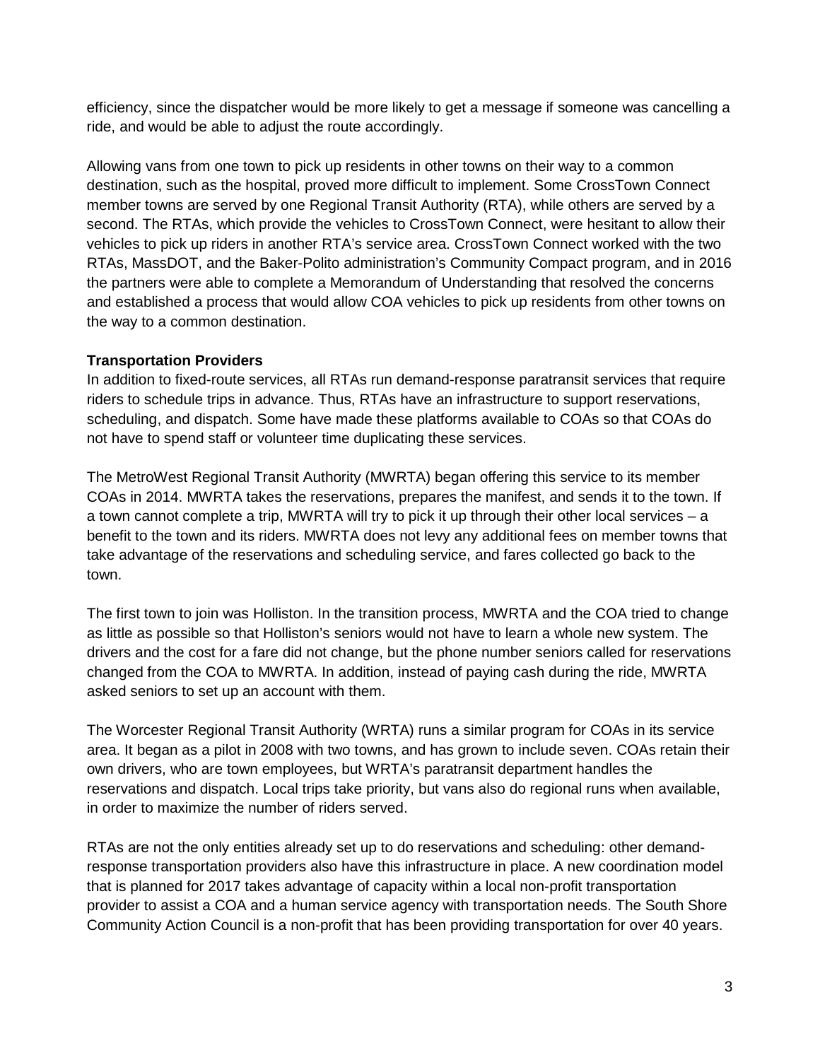efficiency, since the dispatcher would be more likely to get a message if someone was cancelling a ride, and would be able to adjust the route accordingly.

Allowing vans from one town to pick up residents in other towns on their way to a common destination, such as the hospital, proved more difficult to implement. Some CrossTown Connect member towns are served by one Regional Transit Authority (RTA), while others are served by a second. The RTAs, which provide the vehicles to CrossTown Connect, were hesitant to allow their vehicles to pick up riders in another RTA's service area. CrossTown Connect worked with the two RTAs, MassDOT, and the Baker-Polito administration's Community Compact program, and in 2016 the partners were able to complete a Memorandum of Understanding that resolved the concerns and established a process that would allow COA vehicles to pick up residents from other towns on the way to a common destination.

**Transportation Providers**

In addition to fixed-route services, all RTAs run demand-response paratransit services that require riders to schedule trips in advance. Thus, RTAs have an infrastructure to support reservations, scheduling, and dispatch. Some have made these platforms available to COAs so that COAs do not have to spend staff or volunteer time duplicating these services.

The MetroWest Regional Transit Authority (MWRTA) began offering this service to its member COAs in 2014. MWRTA takes the reservations, prepares the manifest, and sends it to the town. If a town cannot complete a trip, MWRTA will try to pick it up through their other local services – a benefit to the town and its riders. MWRTA does not levy any additional fees on member towns that take advantage of the reservations and scheduling service, and fares collected go back to the town.

The first town to join was Holliston. In the transition process, MWRTA and the COA tried to change as little as possible so that Holliston's seniors would not have to learn a whole new system. The drivers and the cost for a fare did not change, but the phone number seniors called for reservations changed from the COA to MWRTA. In addition, instead of paying cash during the ride, MWRTA asked seniors to set up an account with them.

The Worcester Regional Transit Authority (WRTA) runs a similar program for COAs in its service area. It began as a pilot in 2008 with two towns, and has grown to include seven. COAs retain their own drivers, who are town employees, but WRTA's paratransit department handles the reservations and dispatch. Local trips take priority, but vans also do regional runs when available, in order to maximize the number of riders served.

RTAs are not the only entities already set up to do reservations and scheduling: other demand-response transportation providers also have this infrastructure in place. A new coordination model that is planned for 2017 takes advantage of capacity within a local non-profit transportation provider to assist a COA and a human service agency with transportation needs. The South Shore Community Action Council is a non-profit that has been providing transportation for over 40 years.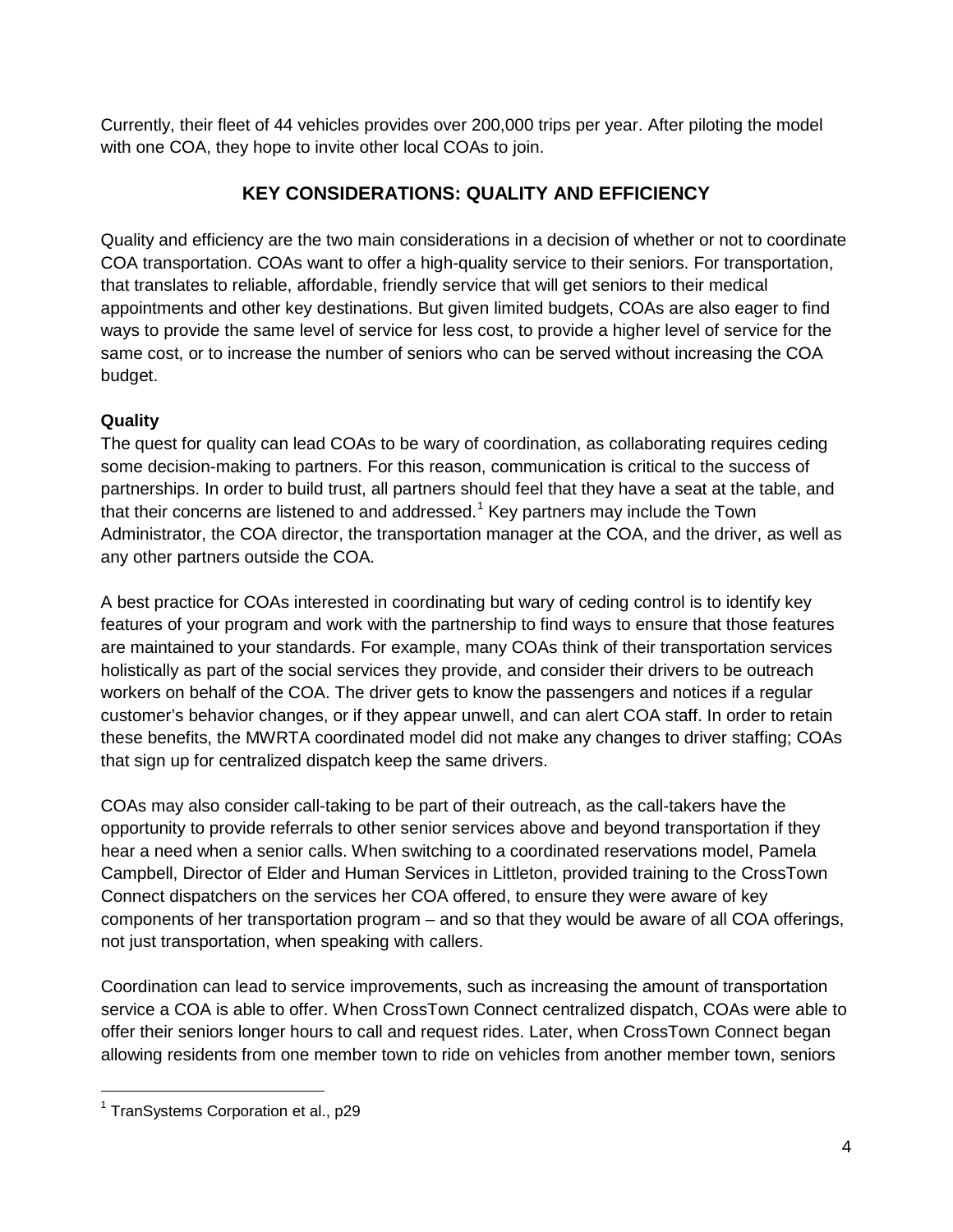Currently, their fleet of 44 vehicles provides over 200,000 trips per year. After piloting the model with one COA, they hope to invite other local COAs to join.

## KEY CONSIDERATIONS: QUALITY AND EFFICIENCY

Quality and efficiency are the two main considerations in a decision of whether or not to coordinate COA transportation. COAs want to offer a high-quality service to their seniors. For transportation, that translates to reliable, affordable, friendly service that will get seniors to their medical appointments and other key destinations. But given limited budgets, COAs are also eager to find ways to provide the same level of service for less cost, to provide a higher level of service for the same cost, or to increase the number of seniors who can be served without increasing the COA budget.

### Quality

The quest for quality can lead COAs to be wary of coordination, as collaborating requires ceding some decision-making to partners. For this reason, communication is critical to the success of partnerships. In order to build trust, all partners should feel that they have a seat at the table, and that their concerns are listened to and addressed.[1] Key partners may include the Town Administrator, the COA director, the transportation manager at the COA, and the driver, as well as any other partners outside the COA.

A best practice for COAs interested in coordinating but wary of ceding control is to identify key features of your program and work with the partnership to find ways to ensure that those features are maintained to your standards. For example, many COAs think of their transportation services holistically as part of the social services they provide, and consider their drivers to be outreach workers on behalf of the COA. The driver gets to know the passengers and notices if a regular customer's behavior changes, or if they appear unwell, and can alert COA staff. In order to retain these benefits, the MWRTA coordinated model did not make any changes to driver staffing; COAs that sign up for centralized dispatch keep the same drivers.

COAs may also consider call-taking to be part of their outreach, as the call-takers have the opportunity to provide referrals to other senior services above and beyond transportation if they hear a need when a senior calls. When switching to a coordinated reservations model, Pamela Campbell, Director of Elder and Human Services in Littleton, provided training to the CrossTown Connect dispatchers on the services her COA offered, to ensure they were aware of key components of her transportation program – and so that they would be aware of all COA offerings, not just transportation, when speaking with callers.

Coordination can lead to service improvements, such as increasing the amount of transportation service a COA is able to offer. When CrossTown Connect centralized dispatch, COAs were able to offer their seniors longer hours to call and request rides. Later, when CrossTown Connect began allowing residents from one member town to ride on vehicles from another member town, seniors

[1] TranSystems Corporation et al., p29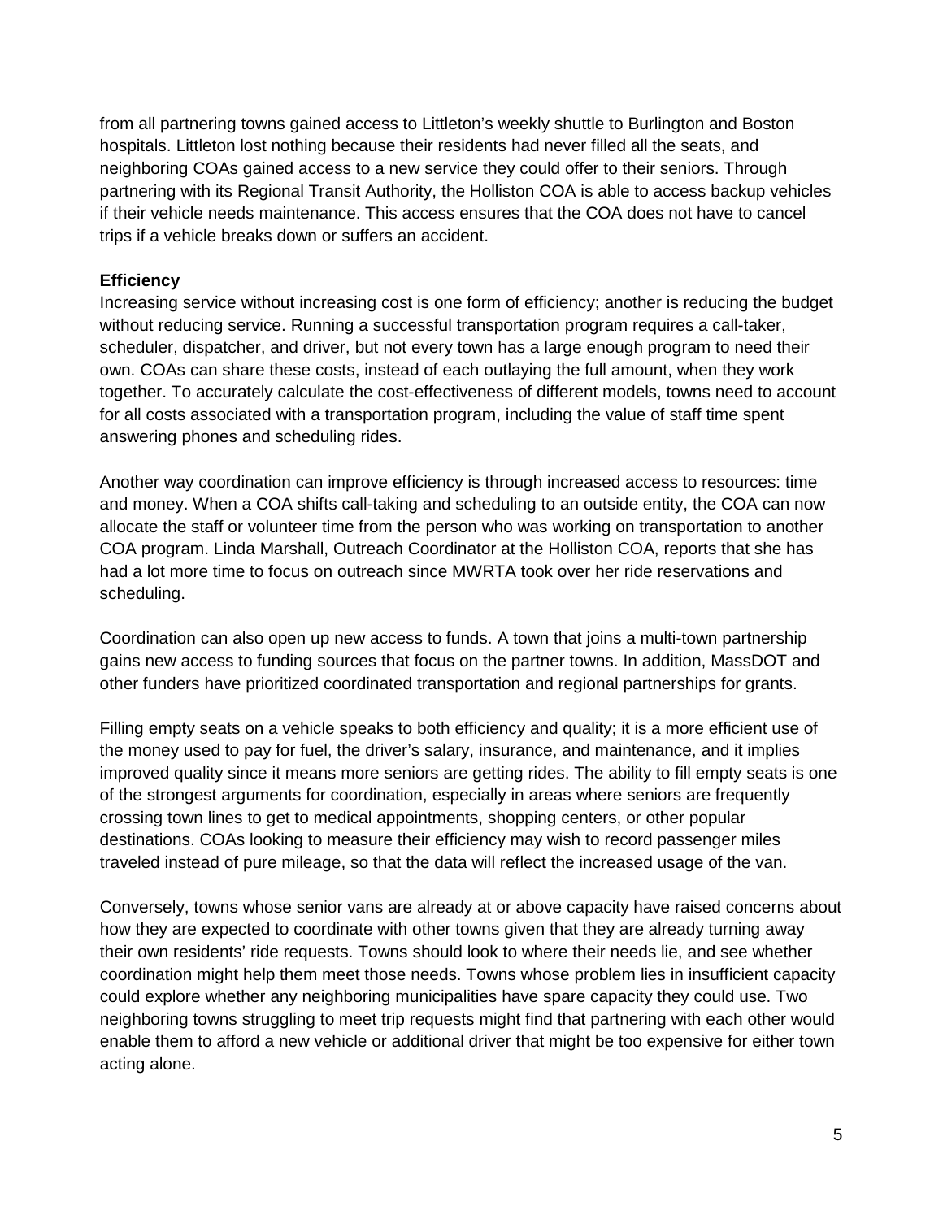from all partnering towns gained access to Littleton's weekly shuttle to Burlington and Boston hospitals. Littleton lost nothing because their residents had never filled all the seats, and neighboring COAs gained access to a new service they could offer to their seniors. Through partnering with its Regional Transit Authority, the Holliston COA is able to access backup vehicles if their vehicle needs maintenance. This access ensures that the COA does not have to cancel trips if a vehicle breaks down or suffers an accident.

**Efficiency**

Increasing service without increasing cost is one form of efficiency; another is reducing the budget without reducing service. Running a successful transportation program requires a call-taker, scheduler, dispatcher, and driver, but not every town has a large enough program to need their own. COAs can share these costs, instead of each outlaying the full amount, when they work together. To accurately calculate the cost-effectiveness of different models, towns need to account for all costs associated with a transportation program, including the value of staff time spent answering phones and scheduling rides.

Another way coordination can improve efficiency is through increased access to resources: time and money. When a COA shifts call-taking and scheduling to an outside entity, the COA can now allocate the staff or volunteer time from the person who was working on transportation to another COA program. Linda Marshall, Outreach Coordinator at the Holliston COA, reports that she has had a lot more time to focus on outreach since MWRTA took over her ride reservations and scheduling.

Coordination can also open up new access to funds. A town that joins a multi-town partnership gains new access to funding sources that focus on the partner towns. In addition, MassDOT and other funders have prioritized coordinated transportation and regional partnerships for grants.

Filling empty seats on a vehicle speaks to both efficiency and quality; it is a more efficient use of the money used to pay for fuel, the driver's salary, insurance, and maintenance, and it implies improved quality since it means more seniors are getting rides. The ability to fill empty seats is one of the strongest arguments for coordination, especially in areas where seniors are frequently crossing town lines to get to medical appointments, shopping centers, or other popular destinations. COAs looking to measure their efficiency may wish to record passenger miles traveled instead of pure mileage, so that the data will reflect the increased usage of the van.

Conversely, towns whose senior vans are already at or above capacity have raised concerns about how they are expected to coordinate with other towns given that they are already turning away their own residents' ride requests. Towns should look to where their needs lie, and see whether coordination might help them meet those needs. Towns whose problem lies in insufficient capacity could explore whether any neighboring municipalities have spare capacity they could use. Two neighboring towns struggling to meet trip requests might find that partnering with each other would enable them to afford a new vehicle or additional driver that might be too expensive for either town acting alone.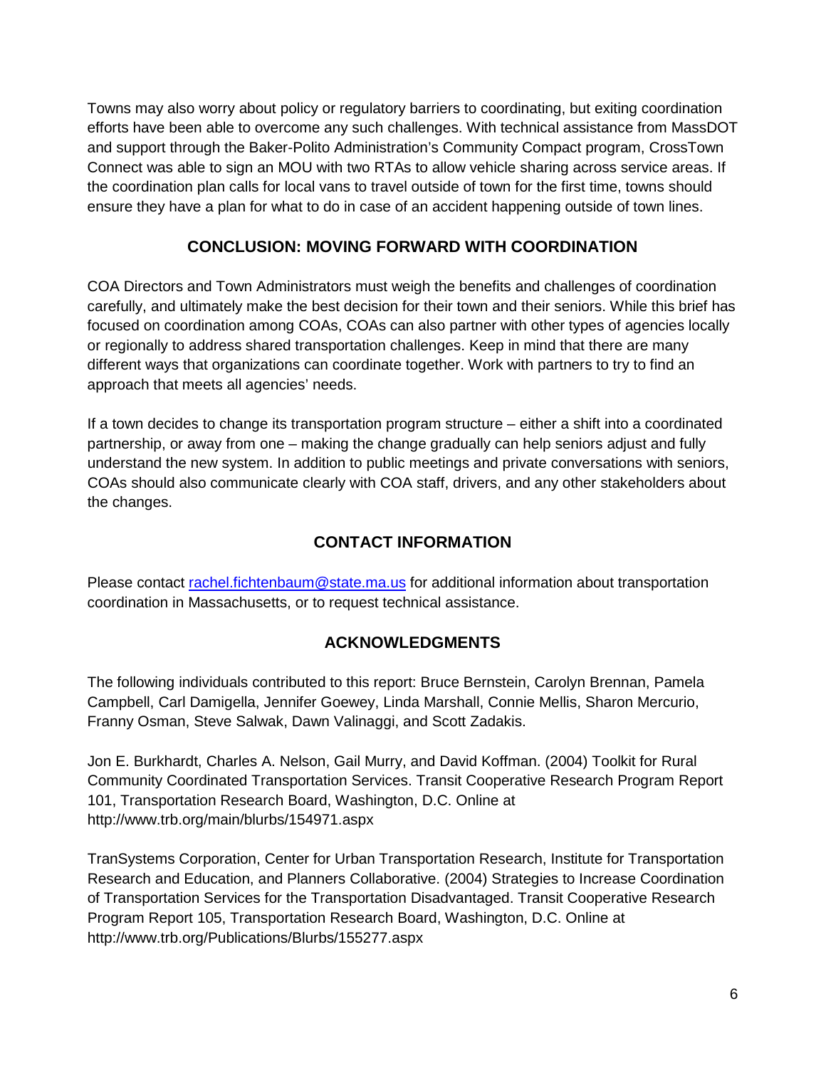Towns may also worry about policy or regulatory barriers to coordinating, but exiting coordination efforts have been able to overcome any such challenges. With technical assistance from MassDOT and support through the Baker-Polito Administration's Community Compact program, CrossTown Connect was able to sign an MOU with two RTAs to allow vehicle sharing across service areas. If the coordination plan calls for local vans to travel outside of town for the first time, towns should ensure they have a plan for what to do in case of an accident happening outside of town lines.

## CONCLUSION: MOVING FORWARD WITH COORDINATION

COA Directors and Town Administrators must weigh the benefits and challenges of coordination carefully, and ultimately make the best decision for their town and their seniors. While this brief has focused on coordination among COAs, COAs can also partner with other types of agencies locally or regionally to address shared transportation challenges. Keep in mind that there are many different ways that organizations can coordinate together. Work with partners to try to find an approach that meets all agencies' needs.

If a town decides to change its transportation program structure – either a shift into a coordinated partnership, or away from one – making the change gradually can help seniors adjust and fully understand the new system. In addition to public meetings and private conversations with seniors, COAs should also communicate clearly with COA staff, drivers, and any other stakeholders about the changes.

## CONTACT INFORMATION

Please contact [rachel.fichtenbaum@state.ma.us](mailto:rachel.fichtenbaum@state.ma.us) for additional information about transportation coordination in Massachusetts, or to request technical assistance.

## ACKNOWLEDGMENTS

The following individuals contributed to this report: Bruce Bernstein, Carolyn Brennan, Pamela Campbell, Carl Damigella, Jennifer Goewey, Linda Marshall, Connie Mellis, Sharon Mercurio, Franny Osman, Steve Salwak, Dawn Valinaggi, and Scott Zadakis.

Jon E. Burkhardt, Charles A. Nelson, Gail Murry, and David Koffman. (2004) Toolkit for Rural Community Coordinated Transportation Services. Transit Cooperative Research Program Report 101, Transportation Research Board, Washington, D.C. Online at http://www.trb.org/main/blurbs/154971.aspx

TranSystems Corporation, Center for Urban Transportation Research, Institute for Transportation Research and Education, and Planners Collaborative. (2004) Strategies to Increase Coordination of Transportation Services for the Transportation Disadvantaged. Transit Cooperative Research Program Report 105, Transportation Research Board, Washington, D.C. Online at http://www.trb.org/Publications/Blurbs/155277.aspx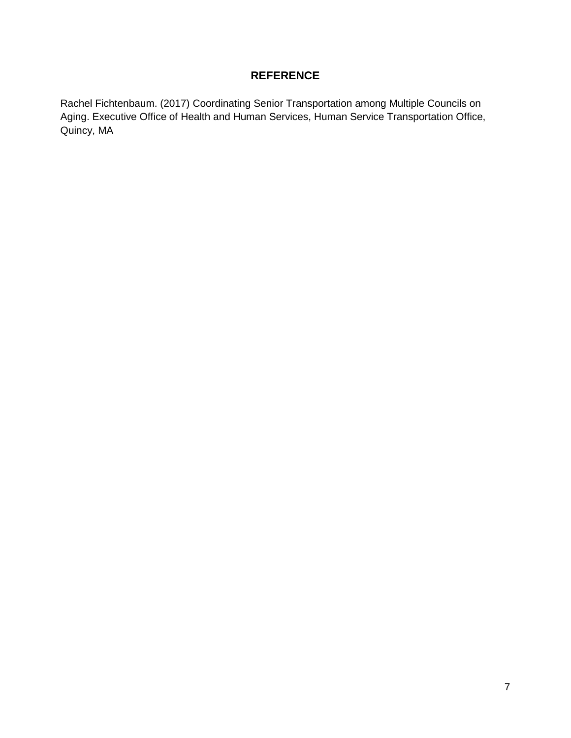## REFERENCE

Rachel Fichtenbaum. (2017) Coordinating Senior Transportation among Multiple Councils on Aging. Executive Office of Health and Human Services, Human Service Transportation Office, Quincy, MA